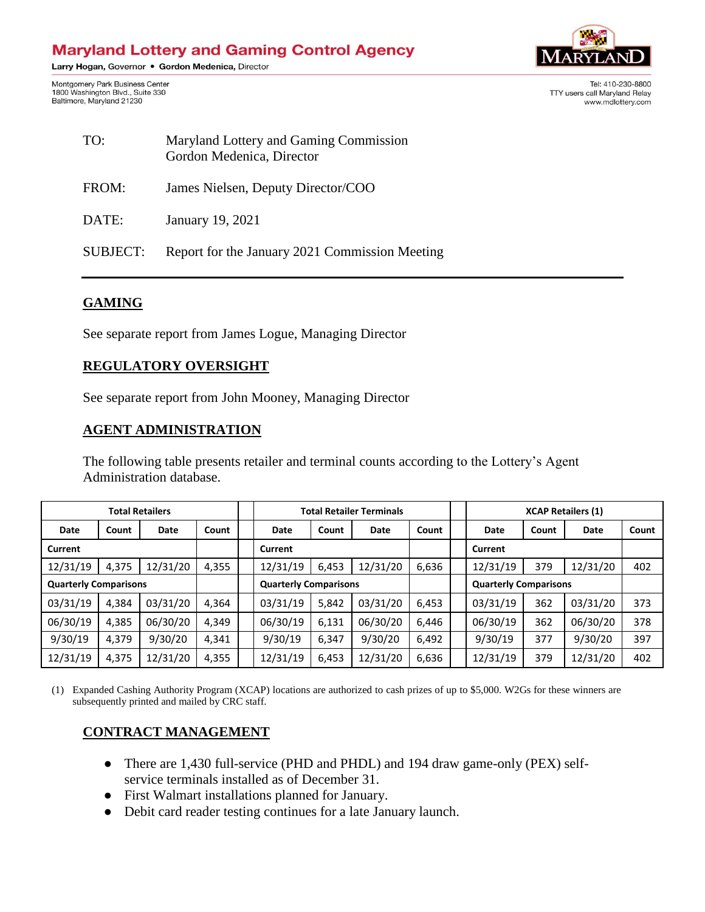# Maryland Lottery and Gaming Control Agency

**Larry Hogan**, Governor • **Gordon Medenica**, Director

Montgomery Park Business Center
1800 Washington Blvd., Suite 330
Baltimore, Maryland 21230

Tel: 410-230-8800
TTY users call Maryland Relay
www.mdlottery.com

TO: Maryland Lottery and Gaming Commission
Gordon Medenica, Director

FROM: James Nielsen, Deputy Director/COO

DATE: January 19, 2021

SUBJECT: Report for the January 2021 Commission Meeting

---

## GAMING

See separate report from James Logue, Managing Director

## REGULATORY OVERSIGHT

See separate report from John Mooney, Managing Director

## AGENT ADMINISTRATION

The following table presents retailer and terminal counts according to the Lottery's Agent Administration database.

| Total Retailers | | | | | Total Retailer Terminals | | | | | XCAP Retailers (1) | | | |
|---|---|---|---|---|---|---|---|---|---|---|---|---|---|
| **Date** | **Count** | **Date** | **Count** | | **Date** | **Count** | **Date** | **Count** | | **Date** | **Count** | **Date** | **Count** |
| **Current** | | | | | **Current** | | | | | **Current** | | | |
| 12/31/19 | 4,375 | 12/31/20 | 4,355 | | 12/31/19 | 6,453 | 12/31/20 | 6,636 | | 12/31/19 | 379 | 12/31/20 | 402 |
| **Quarterly Comparisons** | | | | | **Quarterly Comparisons** | | | | | **Quarterly Comparisons** | | | |
| 03/31/19 | 4,384 | 03/31/20 | 4,364 | | 03/31/19 | 5,842 | 03/31/20 | 6,453 | | 03/31/19 | 362 | 03/31/20 | 373 |
| 06/30/19 | 4,385 | 06/30/20 | 4,349 | | 06/30/19 | 6,131 | 06/30/20 | 6,446 | | 06/30/19 | 362 | 06/30/20 | 378 |
| 9/30/19 | 4,379 | 9/30/20 | 4,341 | | 9/30/19 | 6,347 | 9/30/20 | 6,492 | | 9/30/19 | 377 | 9/30/20 | 397 |
| 12/31/19 | 4,375 | 12/31/20 | 4,355 | | 12/31/19 | 6,453 | 12/31/20 | 6,636 | | 12/31/19 | 379 | 12/31/20 | 402 |

(1) Expanded Cashing Authority Program (XCAP) locations are authorized to cash prizes of up to $5,000. W2Gs for these winners are subsequently printed and mailed by CRC staff.

## CONTRACT MANAGEMENT

- There are 1,430 full-service (PHD and PHDL) and 194 draw game-only (PEX) self-service terminals installed as of December 31.
- First Walmart installations planned for January.
- Debit card reader testing continues for a late January launch.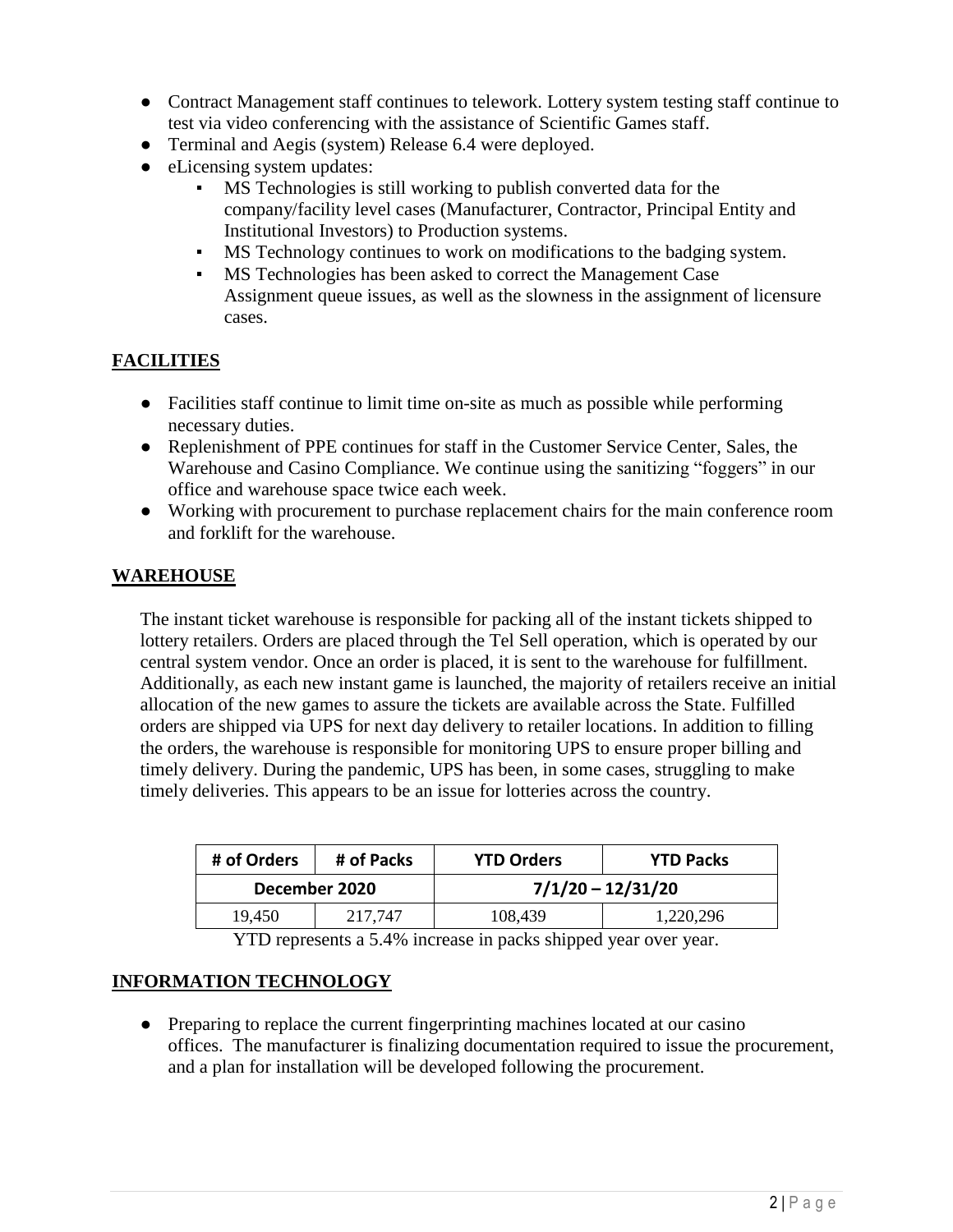- Contract Management staff continues to telework. Lottery system testing staff continue to test via video conferencing with the assistance of Scientific Games staff.
- Terminal and Aegis (system) Release 6.4 were deployed.
- eLicensing system updates:
  - MS Technologies is still working to publish converted data for the company/facility level cases (Manufacturer, Contractor, Principal Entity and Institutional Investors) to Production systems.
  - MS Technology continues to work on modifications to the badging system.
  - MS Technologies has been asked to correct the Management Case Assignment queue issues, as well as the slowness in the assignment of licensure cases.

## FACILITIES

- Facilities staff continue to limit time on-site as much as possible while performing necessary duties.
- Replenishment of PPE continues for staff in the Customer Service Center, Sales, the Warehouse and Casino Compliance. We continue using the sanitizing "foggers" in our office and warehouse space twice each week.
- Working with procurement to purchase replacement chairs for the main conference room and forklift for the warehouse.

## WAREHOUSE

The instant ticket warehouse is responsible for packing all of the instant tickets shipped to lottery retailers. Orders are placed through the Tel Sell operation, which is operated by our central system vendor. Once an order is placed, it is sent to the warehouse for fulfillment. Additionally, as each new instant game is launched, the majority of retailers receive an initial allocation of the new games to assure the tickets are available across the State. Fulfilled orders are shipped via UPS for next day delivery to retailer locations. In addition to filling the orders, the warehouse is responsible for monitoring UPS to ensure proper billing and timely delivery. During the pandemic, UPS has been, in some cases, struggling to make timely deliveries. This appears to be an issue for lotteries across the country.

| # of Orders | # of Packs | YTD Orders | YTD Packs |
|---|---|---|---|
| December 2020 | | 7/1/20 – 12/31/20 | |
| 19,450 | 217,747 | 108,439 | 1,220,296 |

YTD represents a 5.4% increase in packs shipped year over year.

## INFORMATION TECHNOLOGY

- Preparing to replace the current fingerprinting machines located at our casino offices. The manufacturer is finalizing documentation required to issue the procurement, and a plan for installation will be developed following the procurement.